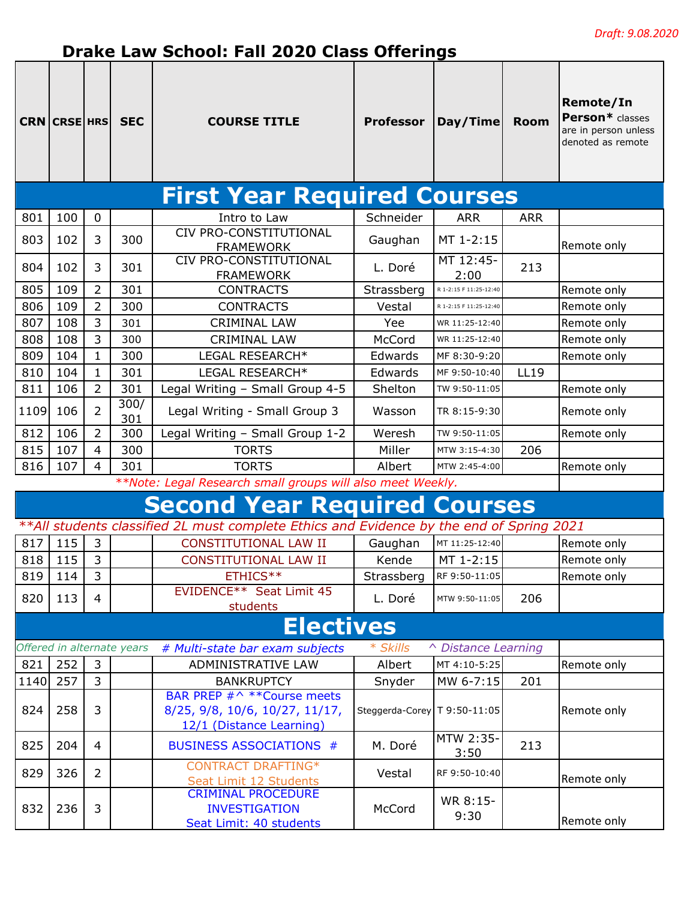Draft: 9.08.2020

# Drake Law School: Fall 2020 Class Offerings

| CRN | CRSE | HRS | SEC | COURSE TITLE | Professor | Day/Time | Room | **Remote/In Person*** classes are in person unless denoted as remote |
|---|---|---|---|---|---|---|---|---|
| **First Year Required Courses** | | | | | | | | |
| 801 | 100 | 0 | | Intro to Law | Schneider | ARR | ARR | |
| 803 | 102 | 3 | 300 | CIV PRO-CONSTITUTIONAL FRAMEWORK | Gaughan | MT 1-2:15 | | Remote only |
| 804 | 102 | 3 | 301 | CIV PRO-CONSTITUTIONAL FRAMEWORK | L. Doré | MT 12:45-2:00 | 213 | |
| 805 | 109 | 2 | 301 | CONTRACTS | Strassberg | R 1-2:15 F 11:25-12:40 | | Remote only |
| 806 | 109 | 2 | 300 | CONTRACTS | Vestal | R 1-2:15 F 11:25-12:40 | | Remote only |
| 807 | 108 | 3 | 301 | CRIMINAL LAW | Yee | WR 11:25-12:40 | | Remote only |
| 808 | 108 | 3 | 300 | CRIMINAL LAW | McCord | WR 11:25-12:40 | | Remote only |
| 809 | 104 | 1 | 300 | LEGAL RESEARCH* | Edwards | MF 8:30-9:20 | | Remote only |
| 810 | 104 | 1 | 301 | LEGAL RESEARCH* | Edwards | MF 9:50-10:40 | LL19 | |
| 811 | 106 | 2 | 301 | Legal Writing – Small Group 4-5 | Shelton | TW 9:50-11:05 | | Remote only |
| 1109 | 106 | 2 | 300/ 301 | Legal Writing - Small Group 3 | Wasson | TR 8:15-9:30 | | Remote only |
| 812 | 106 | 2 | 300 | Legal Writing – Small Group 1-2 | Weresh | TW 9:50-11:05 | | Remote only |
| 815 | 107 | 4 | 300 | TORTS | Miller | MTW 3:15-4:30 | 206 | |
| 816 | 107 | 4 | 301 | TORTS | Albert | MTW 2:45-4:00 | | Remote only |
| *\*\*Note: Legal Research small groups will also meet Weekly.* | | | | | | | | |
| **Second Year Required Courses** | | | | | | | | |
| *\*\*All students classified 2L must complete Ethics and Evidence by the end of Spring 2021* | | | | | | | | |
| 817 | 115 | 3 | | CONSTITUTIONAL LAW II | Gaughan | MT 11:25-12:40 | | Remote only |
| 818 | 115 | 3 | | CONSTITUTIONAL LAW II | Kende | MT 1-2:15 | | Remote only |
| 819 | 114 | 3 | | ETHICS** | Strassberg | RF 9:50-11:05 | | Remote only |
| 820 | 113 | 4 | | EVIDENCE** Seat Limit 45 students | L. Doré | MTW 9:50-11:05 | 206 | |
| **Electives** | | | | | | | | |
| *Offered in alternate years* | | | | *# Multi-state bar exam subjects* | *\* Skills* | *^ Distance Learning* | | |
| 821 | 252 | 3 | | ADMINISTRATIVE LAW | Albert | MT 4:10-5:25 | | Remote only |
| 1140 | 257 | 3 | | BANKRUPTCY | Snyder | MW 6-7:15 | 201 | |
| 824 | 258 | 3 | | BAR PREP #^ **Course meets 8/25, 9/8, 10/6, 10/27, 11/17, 12/1 (Distance Learning) | Steggerda-Corey | T 9:50-11:05 | | Remote only |
| 825 | 204 | 4 | | BUSINESS ASSOCIATIONS # | M. Doré | MTW 2:35-3:50 | 213 | |
| 829 | 326 | 2 | | CONTRACT DRAFTING* Seat Limit 12 Students | Vestal | RF 9:50-10:40 | | Remote only |
| 832 | 236 | 3 | | CRIMINAL PROCEDURE INVESTIGATION Seat Limit: 40 students | McCord | WR 8:15-9:30 | | Remote only |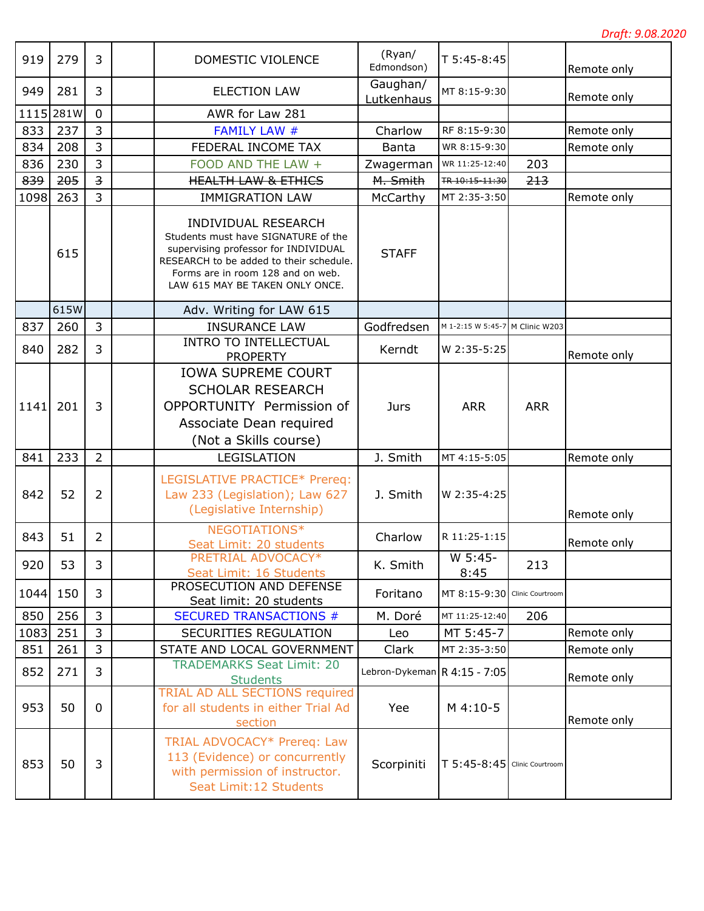Draft: 9.08.2020

| | | | | | | | | |
|---|---|---|---|---|---|---|---|---|
| 919 | 279 | 3 | | DOMESTIC VIOLENCE | (Ryan/ Edmondson) | T 5:45-8:45 | | Remote only |
| 949 | 281 | 3 | | ELECTION LAW | Gaughan/ Lutkenhaus | MT 8:15-9:30 | | Remote only |
| 1115 | 281W | 0 | | AWR for Law 281 | | | | |
| 833 | 237 | 3 | | FAMILY LAW # | Charlow | RF 8:15-9:30 | | Remote only |
| 834 | 208 | 3 | | FEDERAL INCOME TAX | Banta | WR 8:15-9:30 | | Remote only |
| 836 | 230 | 3 | | FOOD AND THE LAW + | Zwagerman | WR 11:25-12:40 | 203 | |
| ~~839~~ | ~~205~~ | ~~3~~ | | ~~HEALTH LAW & ETHICS~~ | ~~M. Smith~~ | ~~TR 10:15-11:30~~ | ~~213~~ | |
| 1098 | 263 | 3 | | IMMIGRATION LAW | McCarthy | MT 2:35-3:50 | | Remote only |
| | 615 | | | INDIVIDUAL RESEARCH Students must have SIGNATURE of the supervising professor for INDIVIDUAL RESEARCH to be added to their schedule. Forms are in room 128 and on web. LAW 615 MAY BE TAKEN ONLY ONCE. | STAFF | | | |
| | 615W | | | Adv. Writing for LAW 615 | | | | |
| 837 | 260 | 3 | | INSURANCE LAW | Godfredsen | M 1-2:15 W 5:45-7 | M Clinic W203 | |
| 840 | 282 | 3 | | INTRO TO INTELLECTUAL PROPERTY | Kerndt | W 2:35-5:25 | | Remote only |
| 1141 | 201 | 3 | | IOWA SUPREME COURT SCHOLAR RESEARCH OPPORTUNITY Permission of Associate Dean required (Not a Skills course) | Jurs | ARR | ARR | |
| 841 | 233 | 2 | | LEGISLATION | J. Smith | MT 4:15-5:05 | | Remote only |
| 842 | 52 | 2 | | LEGISLATIVE PRACTICE* Prereq: Law 233 (Legislation); Law 627 (Legislative Internship) | J. Smith | W 2:35-4:25 | | Remote only |
| 843 | 51 | 2 | | NEGOTIATIONS* Seat Limit: 20 students | Charlow | R 11:25-1:15 | | Remote only |
| 920 | 53 | 3 | | PRETRIAL ADVOCACY* Seat Limit: 16 Students | K. Smith | W 5:45-8:45 | 213 | |
| 1044 | 150 | 3 | | PROSECUTION AND DEFENSE Seat limit: 20 students | Foritano | MT 8:15-9:30 | Clinic Courtroom | |
| 850 | 256 | 3 | | SECURED TRANSACTIONS # | M. Doré | MT 11:25-12:40 | 206 | |
| 1083 | 251 | 3 | | SECURITIES REGULATION | Leo | MT 5:45-7 | | Remote only |
| 851 | 261 | 3 | | STATE AND LOCAL GOVERNMENT | Clark | MT 2:35-3:50 | | Remote only |
| 852 | 271 | 3 | | TRADEMARKS Seat Limit: 20 Students | Lebron-Dykeman | R 4:15 - 7:05 | | Remote only |
| 953 | 50 | 0 | | TRIAL AD ALL SECTIONS required for all students in either Trial Ad section | Yee | M 4:10-5 | | Remote only |
| 853 | 50 | 3 | | TRIAL ADVOCACY* Prereq: Law 113 (Evidence) or concurrently with permission of instructor. Seat Limit:12 Students | Scorpiniti | T 5:45-8:45 | Clinic Courtroom | |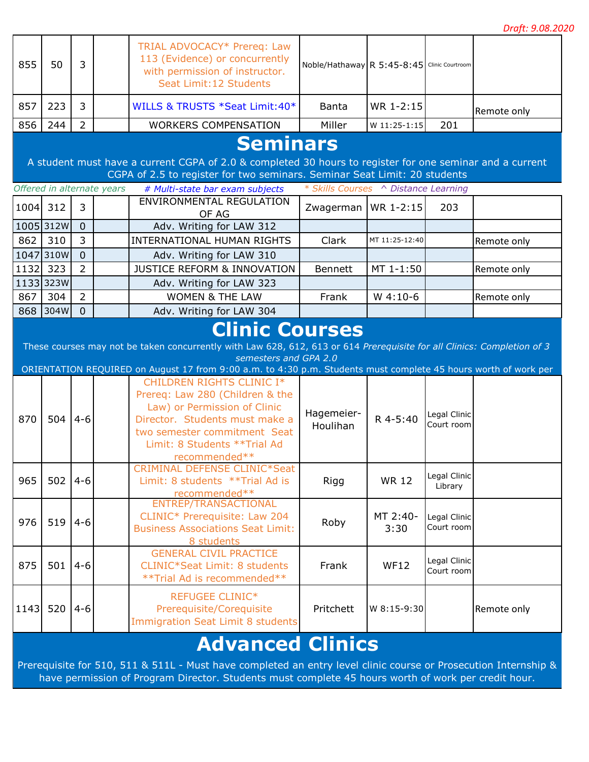*Draft: 9.08.2020*

| | | | | | | | | |
|---|---|---|---|---|---|---|---|---|
| 855 | 50 | 3 | | TRIAL ADVOCACY* Prereq: Law 113 (Evidence) or concurrently with permission of instructor. Seat Limit:12 Students | Noble/Hathaway | R 5:45-8:45 | Clinic Courtroom | |
| 857 | 223 | 3 | | WILLS & TRUSTS *Seat Limit:40* | Banta | WR 1-2:15 | | Remote only |
| 856 | 244 | 2 | | WORKERS COMPENSATION | Miller | W 11:25-1:15 | 201 | |

## Seminars

A student must have a current CGPA of 2.0 & completed 30 hours to register for one seminar and a current CGPA of 2.5 to register for two seminars. Seminar Seat Limit: 20 students

*Offered in alternate years* *# Multi-state bar exam subjects* ** Skills Courses* *^ Distance Learning*

| | | | | | | | | |
|---|---|---|---|---|---|---|---|---|
| 1004 | 312 | 3 | | ENVIRONMENTAL REGULATION OF AG | Zwagerman | WR 1-2:15 | 203 | |
| 1005 | 312W | 0 | | Adv. Writing for LAW 312 | | | | |
| 862 | 310 | 3 | | INTERNATIONAL HUMAN RIGHTS | Clark | MT 11:25-12:40 | | Remote only |
| 1047 | 310W | 0 | | Adv. Writing for LAW 310 | | | | |
| 1132 | 323 | 2 | | JUSTICE REFORM & INNOVATION | Bennett | MT 1-1:50 | | Remote only |
| 1133 | 323W | | | Adv. Writing for LAW 323 | | | | |
| 867 | 304 | 2 | | WOMEN & THE LAW | Frank | W 4:10-6 | | Remote only |
| 868 | 304W | 0 | | Adv. Writing for LAW 304 | | | | |

## Clinic Courses

These courses may not be taken concurrently with Law 628, 612, 613 or 614 *Prerequisite for all Clinics: Completion of 3 semesters and GPA 2.0*

ORIENTATION REQUIRED on August 17 from 9:00 a.m. to 4:30 p.m. Students must complete 45 hours worth of work per

| | | | | | | | | |
|---|---|---|---|---|---|---|---|---|
| 870 | 504 | 4-6 | | CHILDREN RIGHTS CLINIC I* Prereq: Law 280 (Children & the Law) or Permission of Clinic Director. Students must make a two semester commitment Seat Limit: 8 Students **Trial Ad recommended** | Hagemeier-Houlihan | R 4-5:40 | Legal Clinic Court room | |
| 965 | 502 | 4-6 | | CRIMINAL DEFENSE CLINIC*Seat Limit: 8 students **Trial Ad is recommended** | Rigg | WR 12 | Legal Clinic Library | |
| 976 | 519 | 4-6 | | ENTREP/TRANSACTIONAL CLINIC* Prerequisite: Law 204 Business Associations Seat Limit: 8 students | Roby | MT 2:40-3:30 | Legal Clinic Court room | |
| 875 | 501 | 4-6 | | GENERAL CIVIL PRACTICE CLINIC*Seat Limit: 8 students **Trial Ad is recommended** | Frank | WF12 | Legal Clinic Court room | |
| 1143 | 520 | 4-6 | | REFUGEE CLINIC* Prerequisite/Corequisite Immigration Seat Limit 8 students | Pritchett | W 8:15-9:30 | | Remote only |

## Advanced Clinics

Prerequisite for 510, 511 & 511L - Must have completed an entry level clinic course or Prosecution Internship & have permission of Program Director. Students must complete 45 hours worth of work per credit hour.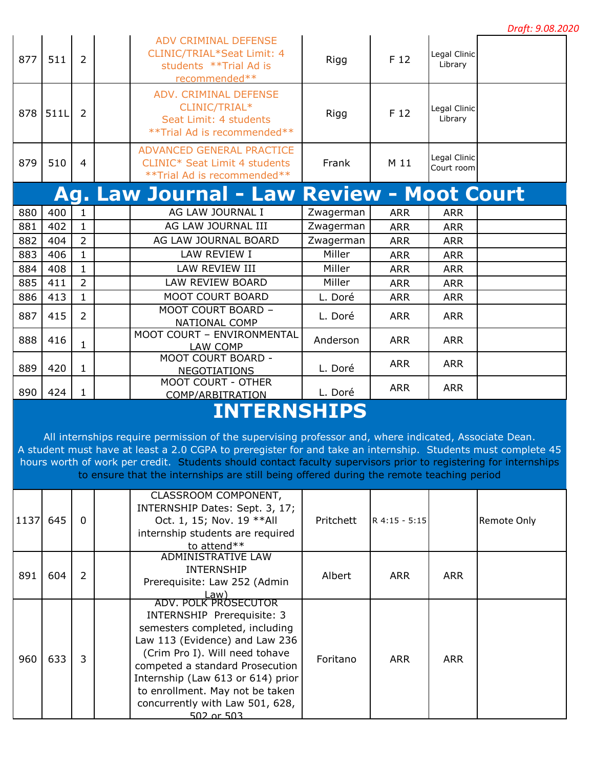*Draft: 9.08.2020*

| | | | | | | | | |
|---|---|---|---|---|---|---|---|---|
| 877 | 511 | 2 | | ADV CRIMINAL DEFENSE CLINIC/TRIAL*Seat Limit: 4 students **Trial Ad is recommended** | Rigg | F 12 | Legal Clinic Library | |
| 878 | 511L | 2 | | ADV. CRIMINAL DEFENSE CLINIC/TRIAL* Seat Limit: 4 students **Trial Ad is recommended** | Rigg | F 12 | Legal Clinic Library | |
| 879 | 510 | 4 | | ADVANCED GENERAL PRACTICE CLINIC* Seat Limit 4 students **Trial Ad is recommended** | Frank | M 11 | Legal Clinic Court room | |

## Ag. Law Journal - Law Review - Moot Court

| | | | | | | | | |
|---|---|---|---|---|---|---|---|---|
| 880 | 400 | 1 | | AG LAW JOURNAL I | Zwagerman | ARR | ARR | |
| 881 | 402 | 1 | | AG LAW JOURNAL III | Zwagerman | ARR | ARR | |
| 882 | 404 | 2 | | AG LAW JOURNAL BOARD | Zwagerman | ARR | ARR | |
| 883 | 406 | 1 | | LAW REVIEW I | Miller | ARR | ARR | |
| 884 | 408 | 1 | | LAW REVIEW III | Miller | ARR | ARR | |
| 885 | 411 | 2 | | LAW REVIEW BOARD | Miller | ARR | ARR | |
| 886 | 413 | 1 | | MOOT COURT BOARD | L. Doré | ARR | ARR | |
| 887 | 415 | 2 | | MOOT COURT BOARD – NATIONAL COMP | L. Doré | ARR | ARR | |
| 888 | 416 | 1 | | MOOT COURT – ENVIRONMENTAL LAW COMP | Anderson | ARR | ARR | |
| 889 | 420 | 1 | | MOOT COURT BOARD - NEGOTIATIONS | L. Doré | ARR | ARR | |
| 890 | 424 | 1 | | MOOT COURT - OTHER COMP/ARBITRATION | L. Doré | ARR | ARR | |

## INTERNSHIPS

All internships require permission of the supervising professor and, where indicated, Associate Dean. A student must have at least a 2.0 CGPA to preregister for and take an internship. Students must complete 45 hours worth of work per credit. Students should contact faculty supervisors prior to registering for internships to ensure that the internships are still being offered during the remote teaching period

| | | | | | | | | |
|---|---|---|---|---|---|---|---|---|
| 1137 | 645 | 0 | | CLASSROOM COMPONENT, INTERNSHIP Dates: Sept. 3, 17; Oct. 1, 15; Nov. 19 **All internship students are required to attend** | Pritchett | R 4:15 - 5:15 | | Remote Only |
| 891 | 604 | 2 | | ADMINISTRATIVE LAW INTERNSHIP Prerequisite: Law 252 (Admin Law) | Albert | ARR | ARR | |
| 960 | 633 | 3 | | ADV. POLK PROSECUTOR INTERNSHIP Prerequisite: 3 semesters completed, including Law 113 (Evidence) and Law 236 (Crim Pro I). Will need tohave competed a standard Prosecution Internship (Law 613 or 614) prior to enrollment. May not be taken concurrently with Law 501, 628, 502 or 503 | Foritano | ARR | ARR | |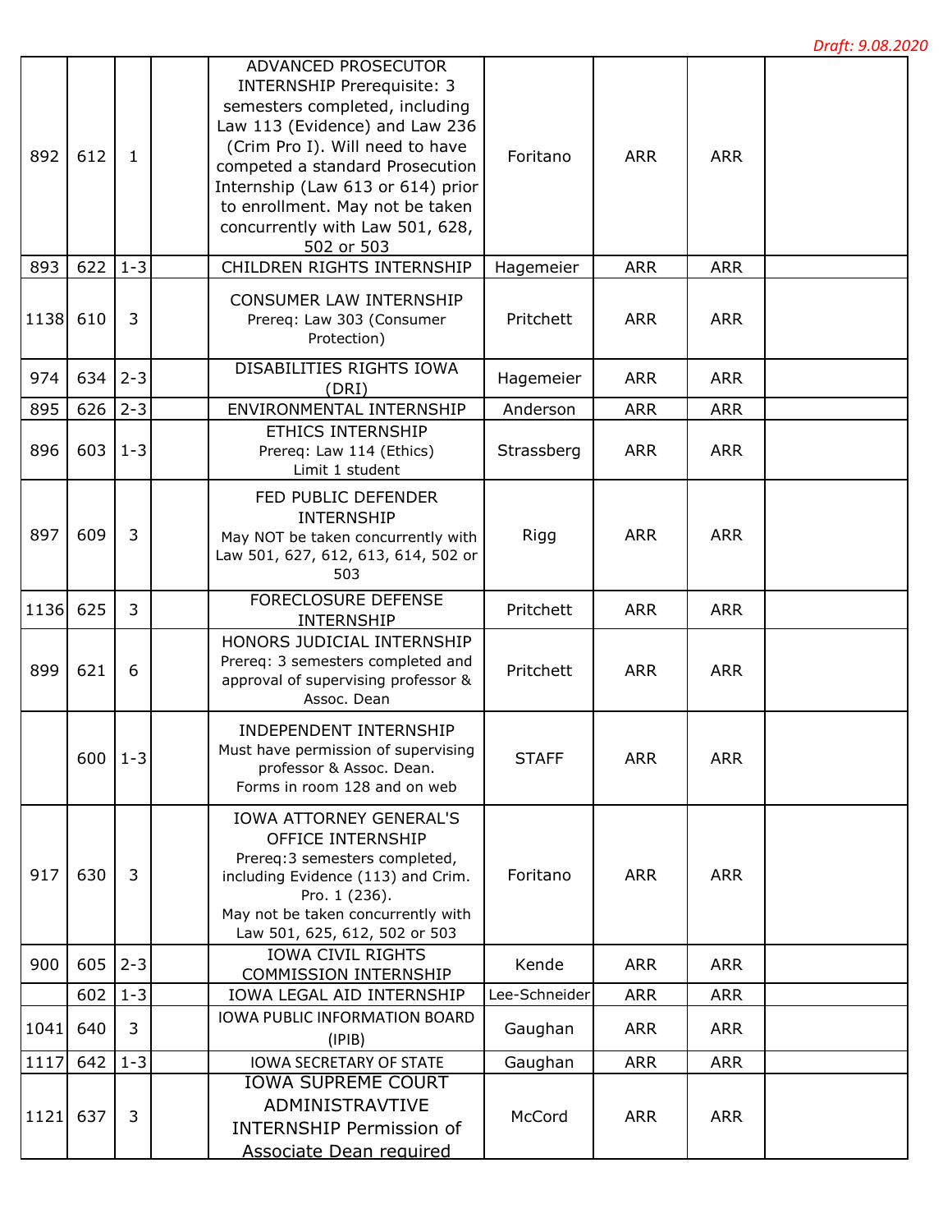Draft: 9.08.2020

| | | | | | | | | |
|---|---|---|---|---|---|---|---|---|
| 892 | 612 | 1 | | ADVANCED PROSECUTOR INTERNSHIP Prerequisite: 3 semesters completed, including Law 113 (Evidence) and Law 236 (Crim Pro I). Will need to have competed a standard Prosecution Internship (Law 613 or 614) prior to enrollment. May not be taken concurrently with Law 501, 628, 502 or 503 | Foritano | ARR | ARR | |
| 893 | 622 | 1-3 | | CHILDREN RIGHTS INTERNSHIP | Hagemeier | ARR | ARR | |
| 1138 | 610 | 3 | | CONSUMER LAW INTERNSHIP Prereq: Law 303 (Consumer Protection) | Pritchett | ARR | ARR | |
| 974 | 634 | 2-3 | | DISABILITIES RIGHTS IOWA (DRI) | Hagemeier | ARR | ARR | |
| 895 | 626 | 2-3 | | ENVIRONMENTAL INTERNSHIP | Anderson | ARR | ARR | |
| 896 | 603 | 1-3 | | ETHICS INTERNSHIP Prereq: Law 114 (Ethics) Limit 1 student | Strassberg | ARR | ARR | |
| 897 | 609 | 3 | | FED PUBLIC DEFENDER INTERNSHIP May NOT be taken concurrently with Law 501, 627, 612, 613, 614, 502 or 503 | Rigg | ARR | ARR | |
| 1136 | 625 | 3 | | FORECLOSURE DEFENSE INTERNSHIP | Pritchett | ARR | ARR | |
| 899 | 621 | 6 | | HONORS JUDICIAL INTERNSHIP Prereq: 3 semesters completed and approval of supervising professor & Assoc. Dean | Pritchett | ARR | ARR | |
| | 600 | 1-3 | | INDEPENDENT INTERNSHIP Must have permission of supervising professor & Assoc. Dean. Forms in room 128 and on web | STAFF | ARR | ARR | |
| 917 | 630 | 3 | | IOWA ATTORNEY GENERAL'S OFFICE INTERNSHIP Prereq:3 semesters completed, including Evidence (113) and Crim. Pro. 1 (236). May not be taken concurrently with Law 501, 625, 612, 502 or 503 | Foritano | ARR | ARR | |
| 900 | 605 | 2-3 | | IOWA CIVIL RIGHTS COMMISSION INTERNSHIP | Kende | ARR | ARR | |
| | 602 | 1-3 | | IOWA LEGAL AID INTERNSHIP | Lee-Schneider | ARR | ARR | |
| 1041 | 640 | 3 | | IOWA PUBLIC INFORMATION BOARD (IPIB) | Gaughan | ARR | ARR | |
| 1117 | 642 | 1-3 | | IOWA SECRETARY OF STATE | Gaughan | ARR | ARR | |
| 1121 | 637 | 3 | | IOWA SUPREME COURT ADMINISTRAVTIVE INTERNSHIP Permission of Associate Dean required | McCord | ARR | ARR | |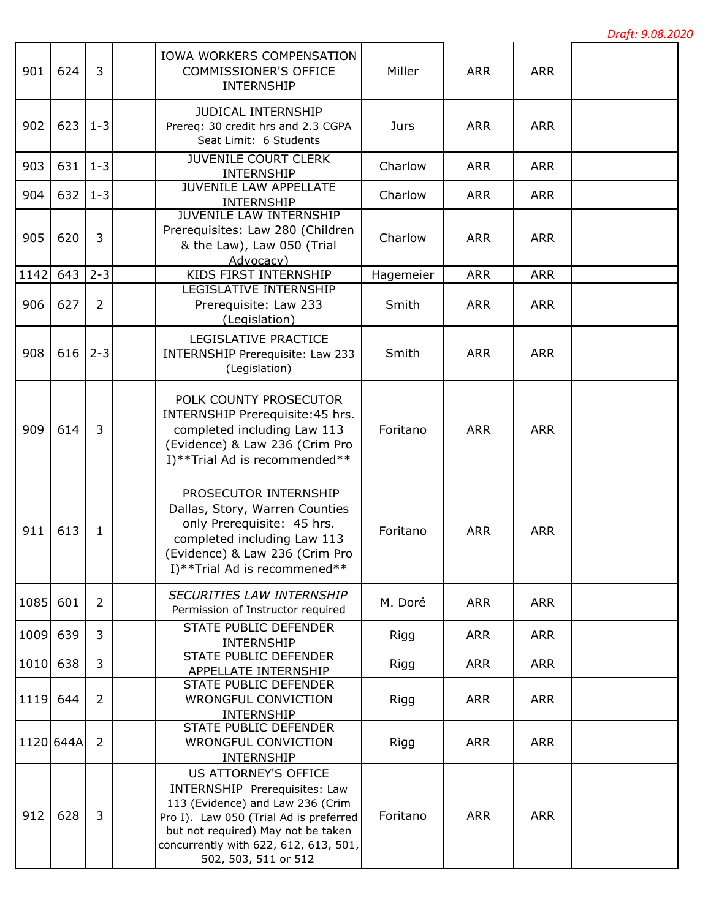Draft: 9.08.2020

| | | | | | | | | |
|---|---|---|---|---|---|---|---|---|
| 901 | 624 | 3 | | IOWA WORKERS COMPENSATION COMMISSIONER'S OFFICE INTERNSHIP | Miller | ARR | ARR | |
| 902 | 623 | 1-3 | | JUDICAL INTERNSHIP Prereq: 30 credit hrs and 2.3 CGPA Seat Limit: 6 Students | Jurs | ARR | ARR | |
| 903 | 631 | 1-3 | | JUVENILE COURT CLERK INTERNSHIP | Charlow | ARR | ARR | |
| 904 | 632 | 1-3 | | JUVENILE LAW APPELLATE INTERNSHIP | Charlow | ARR | ARR | |
| 905 | 620 | 3 | | JUVENILE LAW INTERNSHIP Prerequisites: Law 280 (Children & the Law), Law 050 (Trial Advocacy) | Charlow | ARR | ARR | |
| 1142 | 643 | 2-3 | | KIDS FIRST INTERNSHIP | Hagemeier | ARR | ARR | |
| 906 | 627 | 2 | | LEGISLATIVE INTERNSHIP Prerequisite: Law 233 (Legislation) | Smith | ARR | ARR | |
| 908 | 616 | 2-3 | | LEGISLATIVE PRACTICE INTERNSHIP Prerequisite: Law 233 (Legislation) | Smith | ARR | ARR | |
| 909 | 614 | 3 | | POLK COUNTY PROSECUTOR INTERNSHIP Prerequisite:45 hrs. completed including Law 113 (Evidence) & Law 236 (Crim Pro I)**Trial Ad is recommended** | Foritano | ARR | ARR | |
| 911 | 613 | 1 | | PROSECUTOR INTERNSHIP Dallas, Story, Warren Counties only Prerequisite: 45 hrs. completed including Law 113 (Evidence) & Law 236 (Crim Pro I)**Trial Ad is recommended** | Foritano | ARR | ARR | |
| 1085 | 601 | 2 | | *SECURITIES LAW INTERNSHIP* Permission of Instructor required | M. Doré | ARR | ARR | |
| 1009 | 639 | 3 | | STATE PUBLIC DEFENDER INTERNSHIP | Rigg | ARR | ARR | |
| 1010 | 638 | 3 | | STATE PUBLIC DEFENDER APPELLATE INTERNSHIP | Rigg | ARR | ARR | |
| 1119 | 644 | 2 | | STATE PUBLIC DEFENDER WRONGFUL CONVICTION INTERNSHIP | Rigg | ARR | ARR | |
| 1120 | 644A | 2 | | STATE PUBLIC DEFENDER WRONGFUL CONVICTION INTERNSHIP | Rigg | ARR | ARR | |
| 912 | 628 | 3 | | US ATTORNEY'S OFFICE INTERNSHIP Prerequisites: Law 113 (Evidence) and Law 236 (Crim Pro I). Law 050 (Trial Ad is preferred but not required) May not be taken concurrently with 622, 612, 613, 501, 502, 503, 511 or 512 | Foritano | ARR | ARR | |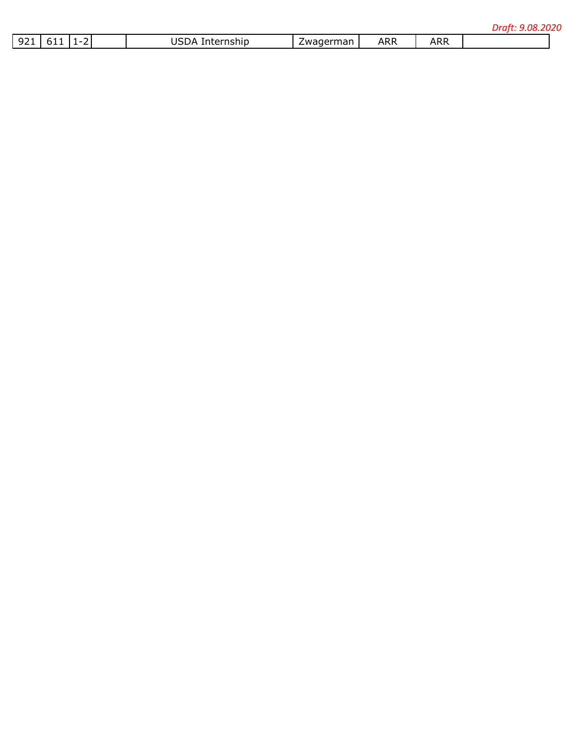*Draft: 9.08.2020*

| | | | | | | | | |
|---|---|---|---|---|---|---|---|---|
| 921 | 611 | 1-2 | | USDA Internship | Zwagerman | ARR | ARR | |